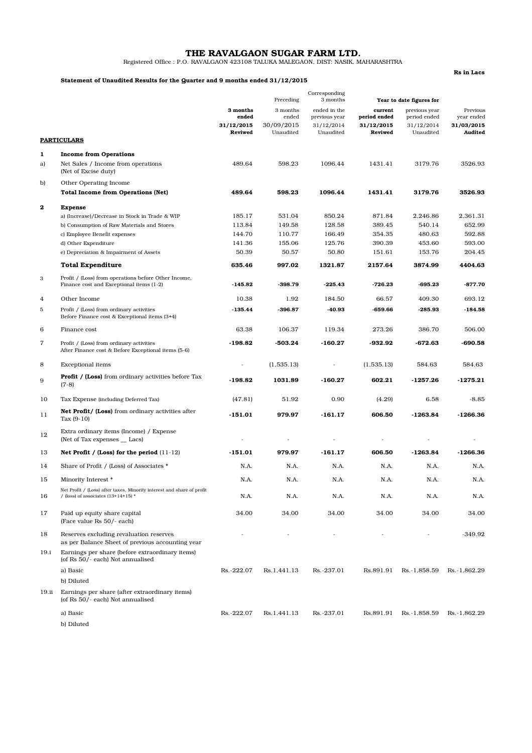# THE RAVALGAON SUGAR FARM LTD.

Registered Office : P.O. RAVALGAON 423108 TALUKA MALEGAON, DIST: NASIK, MAHARASHTRA

**Rs in Lacs**

**Statement of Unaudited Results for the Quarter and 9 months ended 31/12/2015**

| | **PARTICULARS** | **3 months ended 31/12/2015 Reviwed** | Preceding 3 months ended 30/09/2015 Unaudited | Corresponding 3 months ended in the previous year 31/12/2014 Unaudited | **Year to date figures for current period ended 31/12/2015 Reviwed** | Year to date figures for previous year period ended 31/12/2014 Unaudited | Previous year ended **31/03/2015 Audited** |
|---|---|---|---|---|---|---|---|
| **1** | **Income from Operations** | | | | | | |
| a) | Net Sales / Income from operations (Net of Excise duty) | 489.64 | 598.23 | 1096.44 | 1431.41 | 3179.76 | 3526.93 |
| b) | Other Operating Income | | | | | | |
| | **Total Income from Operations (Net)** | **489.64** | **598.23** | **1096.44** | **1431.41** | **3179.76** | **3526.93** |
| **2** | **Expense** | | | | | | |
| | a) (Increase)/Decrease in Stock in Trade & WIP | 185.17 | 531.04 | 850.24 | 871.84 | 2,246.86 | 2,361.31 |
| | b) Consumption of Raw Materials and Stores | 113.84 | 149.58 | 128.58 | 389.45 | 540.14 | 652.99 |
| | c) Employee Benefit expenses | 144.70 | 110.77 | 166.49 | 354.35 | 480.63 | 592.88 |
| | d) Other Expenditure | 141.36 | 155.06 | 125.76 | 390.39 | 453.60 | 593.00 |
| | e) Depreciation & Impairment of Assets | 50.39 | 50.57 | 50.80 | 151.61 | 153.76 | 204.45 |
| | **Total Expenditure** | **635.46** | **997.02** | **1321.87** | **2157.64** | **3874.99** | **4404.63** |
| 3 | Profit / (Loss) from operations before Other Income, Finance cost and Exceptional items (1-2) | **-145.82** | **-398.79** | **-225.43** | **-726.23** | **-695.23** | **-877.70** |
| 4 | Other Income | 10.38 | 1.92 | 184.50 | 66.57 | 409.30 | 693.12 |
| 5 | Profit / (Loss) from ordinary activities Before Finance cost & Exceptional items (3+4) | **-135.44** | **-396.87** | **-40.93** | **-659.66** | **-285.93** | **-184.58** |
| 6 | Finance cost | 63.38 | 106.37 | 119.34 | 273.26 | 386.70 | 506.00 |
| 7 | Profit / (Loss) from ordinary activities After Finance cost & Before Exceptional items (5-6) | **-198.82** | **-503.24** | **-160.27** | **-932.92** | **-672.63** | **-690.58** |
| 8 | Exceptional items | - | (1,535.13) | - | (1,535.13) | 584.63 | 584.63 |
| 9 | **Profit / (Loss)** from ordinary activities before Tax (7-8) | **-198.82** | **1031.89** | **-160.27** | **602.21** | **-1257.26** | **-1275.21** |
| 10 | Tax Expense (including Deferred Tax) | (47.81) | 51.92 | 0.90 | (4.29) | 6.58 | -8.85 |
| 11 | **Net Profit/ (Loss)** from ordinary activities after Tax (9-10) | **-151.01** | **979.97** | **-161.17** | **606.50** | **-1263.84** | **-1266.36** |
| 12 | Extra ordinary items (Income) / Expense (Net of Tax expenses __ Lacs) | - | - | - | - | - | - |
| 13 | **Net Profit / (Loss) for the period** (11-12) | **-151.01** | **979.97** | **-161.17** | **606.50** | **-1263.84** | **-1266.36** |
| 14 | Share of Profit / (Loss) of Associates * | N.A. | N.A. | N.A. | N.A. | N.A. | N.A. |
| 15 | Minority Interest * | N.A. | N.A. | N.A. | N.A. | N.A. | N.A. |
| 16 | Net Profit / (Loss) after taxes, Minority interest and share of profit / (loss) of associates (13+14+15) * | N.A. | N.A. | N.A. | N.A. | N.A. | N.A. |
| 17 | Paid up equity share capital (Face value Rs 50/- each) | 34.00 | 34.00 | 34.00 | 34.00 | 34.00 | 34.00 |
| 18 | Reserves excluding revaluation reserves as per Balance Sheet of previous accounting year | - | - | - | - | - | -349.92 |
| 19.i | Earnings per share (before extraordinary items) (of Rs 50/- each) Not annualised | | | | | | |
| | a) Basic | Rs.-222.07 | Rs.1,441.13 | Rs.-237.01 | Rs.891.91 | Rs.-1,858.59 | Rs.-1,862.29 |
| | b) Diluted | | | | | | |
| 19.ii | Earnings per share (after extraordinary items) (of Rs 50/- each) Not annualised | | | | | | |
| | a) Basic | Rs.-222.07 | Rs.1,441.13 | Rs.-237.01 | Rs.891.91 | Rs.-1,858.59 | Rs.-1,862.29 |
| | b) Diluted | | | | | | |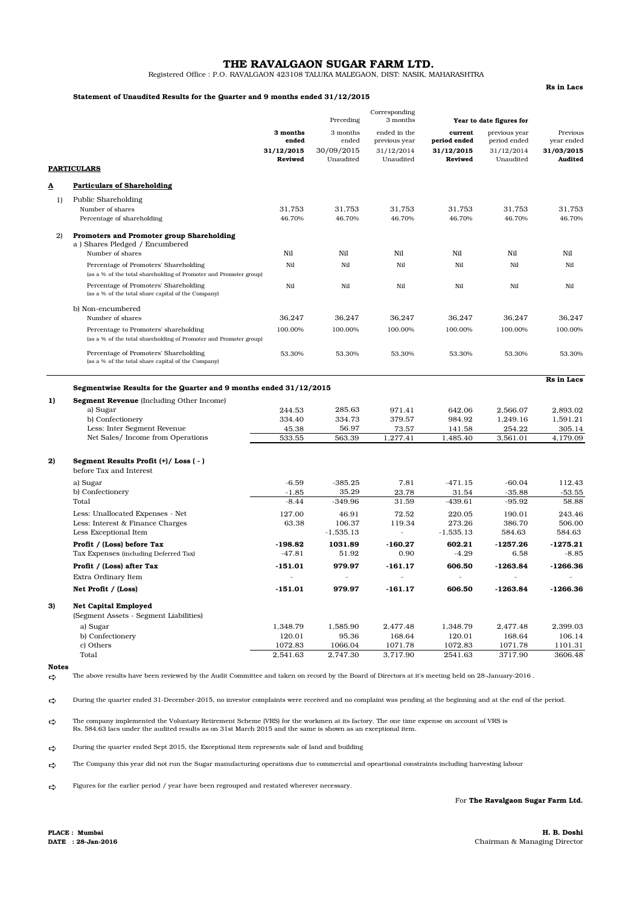# THE RAVALGAON SUGAR FARM LTD.

Registered Office : P.O. RAVALGAON 423108 TALUKA MALEGAON, DIST: NASIK, MAHARASHTRA

**Rs in Lacs**

**Statement of Unaudited Results for the Quarter and 9 months ended 31/12/2015**

| | | 3 months ended | Preceding 3 months ended | Corresponding 3 months ended in the previous year | Year to date figures for current period ended | Year to date figures for previous year period ended | Previous year ended |
|---|---|---|---|---|---|---|---|
| | | **31/12/2015** | 30/09/2015 | 31/12/2014 | **31/12/2015** | 31/12/2014 | **31/03/2015** |
| | **PARTICULARS** | **Reviwed** | Unaudited | Unaudited | **Reviwed** | Unaudited | **Audited** |
| **A** | **Particulars of Shareholding** | | | | | | |
| 1) | Public Shareholding | | | | | | |
| | Number of shares | 31,753 | 31,753 | 31,753 | 31,753 | 31,753 | 31,753 |
| | Percentage of shareholding | 46.70% | 46.70% | 46.70% | 46.70% | 46.70% | 46.70% |
| 2) | **Promoters and Promoter group Shareholding** | | | | | | |
| | a ) Shares Pledged / Encumbered | | | | | | |
| | Number of shares | Nil | Nil | Nil | Nil | Nil | Nil |
| | Percentage of Promoters' Shareholding (as a % of the total shareholding of Promoter and Promoter group) | Nil | Nil | Nil | Nil | Nil | Nil |
| | Percentage of Promoters' Shareholding (as a % of the total share capital of the Company) | Nil | Nil | Nil | Nil | Nil | Nil |
| | b) Non-encumbered | | | | | | |
| | Number of shares | 36,247 | 36,247 | 36,247 | 36,247 | 36,247 | 36,247 |
| | Percentage to Promoters' shareholding (as a % of the total shareholding of Promoter and Promoter group) | 100.00% | 100.00% | 100.00% | 100.00% | 100.00% | 100.00% |
| | Percentage of Promoters' Shareholding (as a % of the total share capital of the Company) | 53.30% | 53.30% | 53.30% | 53.30% | 53.30% | 53.30% |

**Rs in Lacs**

**Segmentwise Results for the Quarter and 9 months ended 31/12/2015**

| | | 3 months ended 31/12/2015 | 3 months ended 30/09/2015 | 3 months ended 31/12/2014 | Period ended 31/12/2015 | Period ended 31/12/2014 | Year ended 31/03/2015 |
|---|---|---|---|---|---|---|---|
| **1)** | **Segment Revenue** (Including Other Income) | | | | | | |
| | a) Sugar | 244.53 | 285.63 | 971.41 | 642.06 | 2,566.07 | 2,893.02 |
| | b) Confectionery | 334.40 | 334.73 | 379.57 | 984.92 | 1,249.16 | 1,591.21 |
| | Less: Inter Segment Revenue | 45.38 | 56.97 | 73.57 | 141.58 | 254.22 | 305.14 |
| | Net Sales/ Income from Operations | 533.55 | 563.39 | 1,277.41 | 1,485.40 | 3,561.01 | 4,179.09 |
| **2)** | **Segment Results Profit (+)/ Loss ( - )** before Tax and Interest | | | | | | |
| | a) Sugar | -6.59 | -385.25 | 7.81 | -471.15 | -60.04 | 112.43 |
| | b) Confectionery | -1.85 | 35.29 | 23.78 | 31.54 | -35.88 | -53.55 |
| | Total | -8.44 | -349.96 | 31.59 | -439.61 | -95.92 | 58.88 |
| | Less: Unallocated Expenses - Net | 127.00 | 46.91 | 72.52 | 220.05 | 190.01 | 243.46 |
| | Less: Interest & Finance Charges | 63.38 | 106.37 | 119.34 | 273.26 | 386.70 | 506.00 |
| | Less Exceptional Item | | -1,535.13 | - | -1,535.13 | 584.63 | 584.63 |
| | **Profit / (Loss) before Tax** | **-198.82** | **1031.89** | **-160.27** | **602.21** | **-1257.26** | **-1275.21** |
| | Tax Expenses (including Deferred Tax) | -47.81 | 51.92 | 0.90 | -4.29 | 6.58 | -8.85 |
| | **Profit / (Loss) after Tax** | **-151.01** | **979.97** | **-161.17** | **606.50** | **-1263.84** | **-1266.36** |
| | Extra Ordinary Item | - | - | - | - | - | - |
| | **Net Profit / (Loss)** | **-151.01** | **979.97** | **-161.17** | **606.50** | **-1263.84** | **-1266.36** |
| **3)** | **Net Capital Employed** (Segment Assets - Segment Liabilities) | | | | | | |
| | a) Sugar | 1,348.79 | 1,585.90 | 2,477.48 | 1,348.79 | 2,477.48 | 2,399.03 |
| | b) Confectionery | 120.01 | 95.36 | 168.64 | 120.01 | 168.64 | 106.14 |
| | c) Others | 1072.83 | 1066.04 | 1071.78 | 1072.83 | 1071.78 | 1101.31 |
| | Total | 2,541.63 | 2,747.30 | 3,717.90 | 2541.63 | 3717.90 | 3606.48 |

**Notes**

- The above results have been reviewed by the Audit Committee and taken on record by the Board of Directors at it's meeting held on 28-January-2016 .
- During the quarter ended 31-December-2015, no investor complaints were received and no complaint was pending at the beginning and at the end of the period.
- The company implemented the Voluntary Retirement Scheme (VRS) for the workmen at its factory. The one time expense on account of VRS is Rs. 584.63 lacs under the audited results as on 31st March 2015 and the same is shown as an exceptional item.
- During the quarter ended Sept 2015, the Exceptional item represents sale of land and building
- The Company this year did not run the Sugar manufacturing operations due to commercial and opeartional constraints including harvesting labour
- Figures for the earlier period / year have been regrouped and restated wherever necessary.

For **The Ravalgaon Sugar Farm Ltd.**

**PLACE : Mumbai**
**DATE : 28-Jan-2016**

**H. B. Doshi**
Chairman & Managing Director